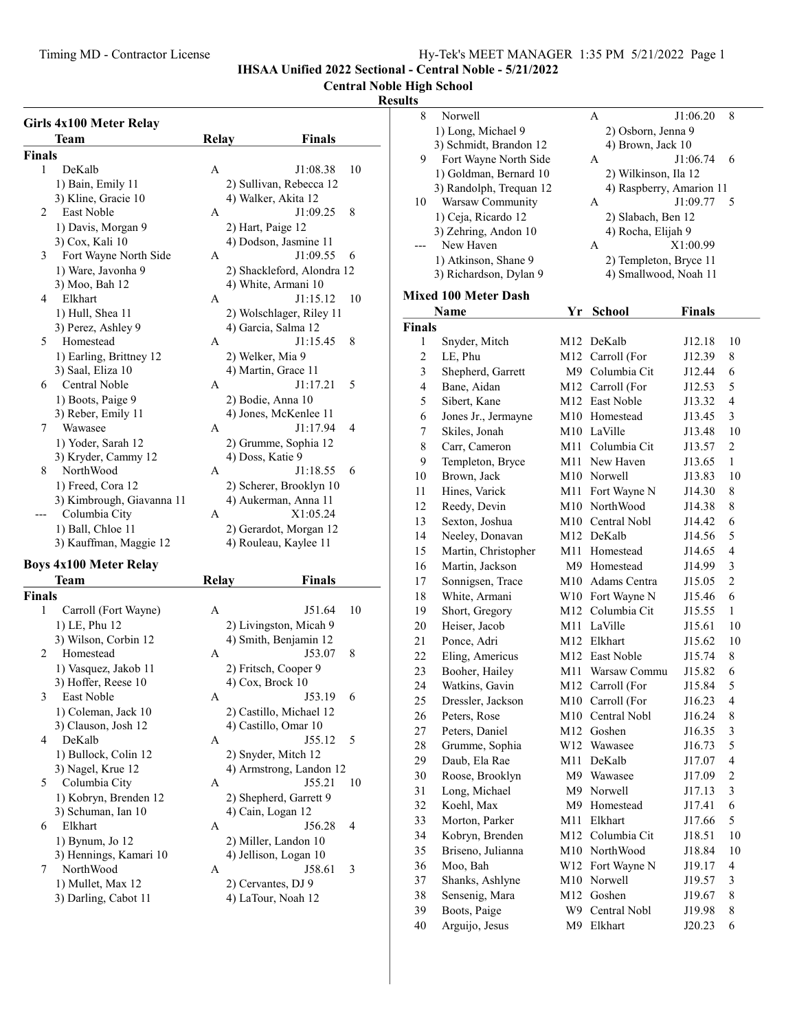# IHSAA Unified 2022 Sectional - Central Noble - 5/21/2022

## Central Noble High School

### Results

### Girls 4x100 Meter Relay

| | Team | Relay | Finals | |
|---|---|---|---|---|
| **Finals** | | | | |
| 1 | DeKalb | A | J1:08.38 | 10 |
| | 1) Bain, Emily 11 | 2) Sullivan, Rebecca 12 | | |
| | 3) Kline, Gracie 10 | 4) Walker, Akita 12 | | |
| 2 | East Noble | A | J1:09.25 | 8 |
| | 1) Davis, Morgan 9 | 2) Hart, Paige 12 | | |
| | 3) Cox, Kali 10 | 4) Dodson, Jasmine 11 | | |
| 3 | Fort Wayne North Side | A | J1:09.55 | 6 |
| | 1) Ware, Javonha 9 | 2) Shackleford, Alondra 12 | | |
| | 3) Moo, Bah 12 | 4) White, Armani 10 | | |
| 4 | Elkhart | A | J1:15.12 | 10 |
| | 1) Hull, Shea 11 | 2) Wolschlager, Riley 11 | | |
| | 3) Perez, Ashley 9 | 4) Garcia, Salma 12 | | |
| 5 | Homestead | A | J1:15.45 | 8 |
| | 1) Earling, Brittney 12 | 2) Welker, Mia 9 | | |
| | 3) Saal, Eliza 10 | 4) Martin, Grace 11 | | |
| 6 | Central Noble | A | J1:17.21 | 5 |
| | 1) Boots, Paige 9 | 2) Bodie, Anna 10 | | |
| | 3) Reber, Emily 11 | 4) Jones, McKenlee 11 | | |
| 7 | Wawasee | A | J1:17.94 | 4 |
| | 1) Yoder, Sarah 12 | 2) Grumme, Sophia 12 | | |
| | 3) Kryder, Cammy 12 | 4) Doss, Katie 9 | | |
| 8 | NorthWood | A | J1:18.55 | 6 |
| | 1) Freed, Cora 12 | 2) Scherer, Brooklyn 10 | | |
| | 3) Kimbrough, Giavanna 11 | 4) Aukerman, Anna 11 | | |
| --- | Columbia City | A | X1:05.24 | |
| | 1) Ball, Chloe 11 | 2) Gerardot, Morgan 12 | | |
| | 3) Kauffman, Maggie 12 | 4) Rouleau, Kaylee 11 | | |

### Boys 4x100 Meter Relay

| | Team | Relay | Finals | |
|---|---|---|---|---|
| **Finals** | | | | |
| 1 | Carroll (Fort Wayne) | A | J51.64 | 10 |
| | 1) LE, Phu 12 | 2) Livingston, Micah 9 | | |
| | 3) Wilson, Corbin 12 | 4) Smith, Benjamin 12 | | |
| 2 | Homestead | A | J53.07 | 8 |
| | 1) Vasquez, Jakob 11 | 2) Fritsch, Cooper 9 | | |
| | 3) Hoffer, Reese 10 | 4) Cox, Brock 10 | | |
| 3 | East Noble | A | J53.19 | 6 |
| | 1) Coleman, Jack 10 | 2) Castillo, Michael 12 | | |
| | 3) Clauson, Josh 12 | 4) Castillo, Omar 10 | | |
| 4 | DeKalb | A | J55.12 | 5 |
| | 1) Bullock, Colin 12 | 2) Snyder, Mitch 12 | | |
| | 3) Nagel, Krue 12 | 4) Armstrong, Landon 12 | | |
| 5 | Columbia City | A | J55.21 | 10 |
| | 1) Kobryn, Brenden 12 | 2) Shepherd, Garrett 9 | | |
| | 3) Schuman, Ian 10 | 4) Cain, Logan 12 | | |
| 6 | Elkhart | A | J56.28 | 4 |
| | 1) Bynum, Jo 12 | 2) Miller, Landon 10 | | |
| | 3) Hennings, Kamari 10 | 4) Jellison, Logan 10 | | |
| 7 | NorthWood | A | J58.61 | 3 |
| | 1) Mullet, Max 12 | 2) Cervantes, DJ 9 | | |
| | 3) Darling, Cabot 11 | 4) LaTour, Noah 12 | | |
| 8 | Norwell | A | J1:06.20 | 8 |
| | 1) Long, Michael 9 | 2) Osborn, Jenna 9 | | |
| | 3) Schmidt, Brandon 12 | 4) Brown, Jack 10 | | |
| 9 | Fort Wayne North Side | A | J1:06.74 | 6 |
| | 1) Goldman, Bernard 10 | 2) Wilkinson, Ila 12 | | |
| | 3) Randolph, Trequan 12 | 4) Raspberry, Amarion 11 | | |
| 10 | Warsaw Community | A | J1:09.77 | 5 |
| | 1) Ceja, Ricardo 12 | 2) Slabach, Ben 12 | | |
| | 3) Zehring, Andon 10 | 4) Rocha, Elijah 9 | | |
| --- | New Haven | A | X1:00.99 | |
| | 1) Atkinson, Shane 9 | 2) Templeton, Bryce 11 | | |
| | 3) Richardson, Dylan 9 | 4) Smallwood, Noah 11 | | |

### Mixed 100 Meter Dash

| | Name | Yr | School | Finals | |
|---|---|---|---|---|---|
| **Finals** | | | | | |
| 1 | Snyder, Mitch | M12 | DeKalb | J12.18 | 10 |
| 2 | LE, Phu | M12 | Carroll (For | J12.39 | 8 |
| 3 | Shepherd, Garrett | M9 | Columbia Cit | J12.44 | 6 |
| 4 | Bane, Aidan | M12 | Carroll (For | J12.53 | 5 |
| 5 | Sibert, Kane | M12 | East Noble | J13.32 | 4 |
| 6 | Jones Jr., Jermayne | M10 | Homestead | J13.45 | 3 |
| 7 | Skiles, Jonah | M10 | LaVille | J13.48 | 10 |
| 8 | Carr, Cameron | M11 | Columbia Cit | J13.57 | 2 |
| 9 | Templeton, Bryce | M11 | New Haven | J13.65 | 1 |
| 10 | Brown, Jack | M10 | Norwell | J13.83 | 10 |
| 11 | Hines, Varick | M11 | Fort Wayne N | J14.30 | 8 |
| 12 | Reedy, Devin | M10 | NorthWood | J14.38 | 8 |
| 13 | Sexton, Joshua | M10 | Central Nobl | J14.42 | 6 |
| 14 | Neeley, Donavan | M12 | DeKalb | J14.56 | 5 |
| 15 | Martin, Christopher | M11 | Homestead | J14.65 | 4 |
| 16 | Martin, Jackson | M9 | Homestead | J14.99 | 3 |
| 17 | Sonnigsen, Trace | M10 | Adams Centra | J15.05 | 2 |
| 18 | White, Armani | W10 | Fort Wayne N | J15.46 | 6 |
| 19 | Short, Gregory | M12 | Columbia Cit | J15.55 | 1 |
| 20 | Heiser, Jacob | M11 | LaVille | J15.61 | 10 |
| 21 | Ponce, Adri | M12 | Elkhart | J15.62 | 10 |
| 22 | Eling, Americus | M12 | East Noble | J15.74 | 8 |
| 23 | Booher, Hailey | M11 | Warsaw Commu | J15.82 | 6 |
| 24 | Watkins, Gavin | M12 | Carroll (For | J15.84 | 5 |
| 25 | Dressler, Jackson | M10 | Carroll (For | J16.23 | 4 |
| 26 | Peters, Rose | M10 | Central Nobl | J16.24 | 8 |
| 27 | Peters, Daniel | M12 | Goshen | J16.35 | 3 |
| 28 | Grumme, Sophia | W12 | Wawasee | J16.73 | 5 |
| 29 | Daub, Ela Rae | M11 | DeKalb | J17.07 | 4 |
| 30 | Roose, Brooklyn | M9 | Wawasee | J17.09 | 2 |
| 31 | Long, Michael | M9 | Norwell | J17.13 | 3 |
| 32 | Koehl, Max | M9 | Homestead | J17.41 | 6 |
| 33 | Morton, Parker | M11 | Elkhart | J17.66 | 5 |
| 34 | Kobryn, Brenden | M12 | Columbia Cit | J18.51 | 10 |
| 35 | Briseno, Julianna | M10 | NorthWood | J18.84 | 10 |
| 36 | Moo, Bah | W12 | Fort Wayne N | J19.17 | 4 |
| 37 | Shanks, Ashlyne | M10 | Norwell | J19.57 | 3 |
| 38 | Sensenig, Mara | M12 | Goshen | J19.67 | 8 |
| 39 | Boots, Paige | W9 | Central Nobl | J19.98 | 8 |
| 40 | Arguijo, Jesus | M9 | Elkhart | J20.23 | 6 |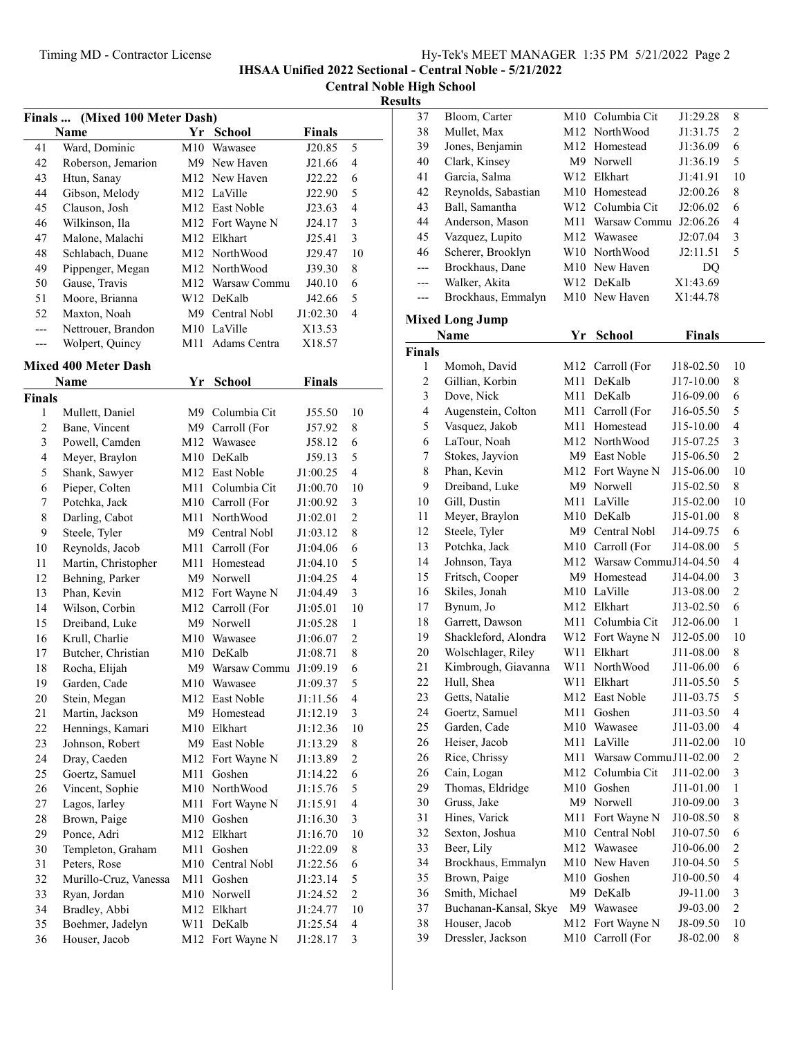**IHSAA Unified 2022 Sectional - Central Noble - 5/21/2022**

**Central Noble High School**

**Results**

### Finals ... (Mixed 100 Meter Dash)

| | Name | Yr | School | Finals | |
|---|---|---|---|---|---|
| 41 | Ward, Dominic | M10 | Wawasee | J20.85 | 5 |
| 42 | Roberson, Jemarion | M9 | New Haven | J21.66 | 4 |
| 43 | Htun, Sanay | M12 | New Haven | J22.22 | 6 |
| 44 | Gibson, Melody | M12 | LaVille | J22.90 | 5 |
| 45 | Clauson, Josh | M12 | East Noble | J23.63 | 4 |
| 46 | Wilkinson, Ila | M12 | Fort Wayne N | J24.17 | 3 |
| 47 | Malone, Malachi | M12 | Elkhart | J25.41 | 3 |
| 48 | Schlabach, Duane | M12 | NorthWood | J29.47 | 10 |
| 49 | Pippenger, Megan | M12 | NorthWood | J39.30 | 8 |
| 50 | Gause, Travis | M12 | Warsaw Commu | J40.10 | 6 |
| 51 | Moore, Brianna | W12 | DeKalb | J42.66 | 5 |
| 52 | Maxton, Noah | M9 | Central Nobl | J1:02.30 | 4 |
| --- | Nettrouer, Brandon | M10 | LaVille | X13.53 | |
| --- | Wolpert, Quincy | M11 | Adams Centra | X18.57 | |

### Mixed 400 Meter Dash

| | Name | Yr | School | Finals | |
|---|---|---|---|---|---|
| **Finals** | | | | | |
| 1 | Mullett, Daniel | M9 | Columbia Cit | J55.50 | 10 |
| 2 | Bane, Vincent | M9 | Carroll (For | J57.92 | 8 |
| 3 | Powell, Camden | M12 | Wawasee | J58.12 | 6 |
| 4 | Meyer, Braylon | M10 | DeKalb | J59.13 | 5 |
| 5 | Shank, Sawyer | M12 | East Noble | J1:00.25 | 4 |
| 6 | Pieper, Colten | M11 | Columbia Cit | J1:00.70 | 10 |
| 7 | Potchka, Jack | M10 | Carroll (For | J1:00.92 | 3 |
| 8 | Darling, Cabot | M11 | NorthWood | J1:02.01 | 2 |
| 9 | Steele, Tyler | M9 | Central Nobl | J1:03.12 | 8 |
| 10 | Reynolds, Jacob | M11 | Carroll (For | J1:04.06 | 6 |
| 11 | Martin, Christopher | M11 | Homestead | J1:04.10 | 5 |
| 12 | Behning, Parker | M9 | Norwell | J1:04.25 | 4 |
| 13 | Phan, Kevin | M12 | Fort Wayne N | J1:04.49 | 3 |
| 14 | Wilson, Corbin | M12 | Carroll (For | J1:05.01 | 10 |
| 15 | Dreiband, Luke | M9 | Norwell | J1:05.28 | 1 |
| 16 | Krull, Charlie | M10 | Wawasee | J1:06.07 | 2 |
| 17 | Butcher, Christian | M10 | DeKalb | J1:08.71 | 8 |
| 18 | Rocha, Elijah | M9 | Warsaw Commu | J1:09.19 | 6 |
| 19 | Garden, Cade | M10 | Wawasee | J1:09.37 | 5 |
| 20 | Stein, Megan | M12 | East Noble | J1:11.56 | 4 |
| 21 | Martin, Jackson | M9 | Homestead | J1:12.19 | 3 |
| 22 | Hennings, Kamari | M10 | Elkhart | J1:12.36 | 10 |
| 23 | Johnson, Robert | M9 | East Noble | J1:13.29 | 8 |
| 24 | Dray, Caeden | M12 | Fort Wayne N | J1:13.89 | 2 |
| 25 | Goertz, Samuel | M11 | Goshen | J1:14.22 | 6 |
| 26 | Vincent, Sophie | M10 | NorthWood | J1:15.76 | 5 |
| 27 | Lagos, Iarley | M11 | Fort Wayne N | J1:15.91 | 4 |
| 28 | Brown, Paige | M10 | Goshen | J1:16.30 | 3 |
| 29 | Ponce, Adri | M12 | Elkhart | J1:16.70 | 10 |
| 30 | Templeton, Graham | M11 | Goshen | J1:22.09 | 8 |
| 31 | Peters, Rose | M10 | Central Nobl | J1:22.56 | 6 |
| 32 | Murillo-Cruz, Vanessa | M11 | Goshen | J1:23.14 | 5 |
| 33 | Ryan, Jordan | M10 | Norwell | J1:24.52 | 2 |
| 34 | Bradley, Abbi | M12 | Elkhart | J1:24.77 | 10 |
| 35 | Boehmer, Jadelyn | W11 | DeKalb | J1:25.54 | 4 |
| 36 | Houser, Jacob | M12 | Fort Wayne N | J1:28.17 | 3 |
| 37 | Bloom, Carter | M10 | Columbia Cit | J1:29.28 | 8 |
| 38 | Mullet, Max | M12 | NorthWood | J1:31.75 | 2 |
| 39 | Jones, Benjamin | M12 | Homestead | J1:36.09 | 6 |
| 40 | Clark, Kinsey | M9 | Norwell | J1:36.19 | 5 |
| 41 | Garcia, Salma | W12 | Elkhart | J1:41.91 | 10 |
| 42 | Reynolds, Sabastian | M10 | Homestead | J2:00.26 | 8 |
| 43 | Ball, Samantha | W12 | Columbia Cit | J2:06.02 | 6 |
| 44 | Anderson, Mason | M11 | Warsaw Commu | J2:06.26 | 4 |
| 45 | Vazquez, Lupito | M12 | Wawasee | J2:07.04 | 3 |
| 46 | Scherer, Brooklyn | W10 | NorthWood | J2:11.51 | 5 |
| --- | Brockhaus, Dane | M10 | New Haven | DQ | |
| --- | Walker, Akita | W12 | DeKalb | X1:43.69 | |
| --- | Brockhaus, Emmalyn | M10 | New Haven | X1:44.78 | |

### Mixed Long Jump

| | Name | Yr | School | Finals | |
|---|---|---|---|---|---|
| **Finals** | | | | | |
| 1 | Momoh, David | M12 | Carroll (For | J18-02.50 | 10 |
| 2 | Gillian, Korbin | M11 | DeKalb | J17-10.00 | 8 |
| 3 | Dove, Nick | M11 | DeKalb | J16-09.00 | 6 |
| 4 | Augenstein, Colton | M11 | Carroll (For | J16-05.50 | 5 |
| 5 | Vasquez, Jakob | M11 | Homestead | J15-10.00 | 4 |
| 6 | LaTour, Noah | M12 | NorthWood | J15-07.25 | 3 |
| 7 | Stokes, Jayvion | M9 | East Noble | J15-06.50 | 2 |
| 8 | Phan, Kevin | M12 | Fort Wayne N | J15-06.00 | 10 |
| 9 | Dreiband, Luke | M9 | Norwell | J15-02.50 | 8 |
| 10 | Gill, Dustin | M11 | LaVille | J15-02.00 | 10 |
| 11 | Meyer, Braylon | M10 | DeKalb | J15-01.00 | 8 |
| 12 | Steele, Tyler | M9 | Central Nobl | J14-09.75 | 6 |
| 13 | Potchka, Jack | M10 | Carroll (For | J14-08.00 | 5 |
| 14 | Johnson, Taya | M12 | Warsaw Commu | J14-04.50 | 4 |
| 15 | Fritsch, Cooper | M9 | Homestead | J14-04.00 | 3 |
| 16 | Skiles, Jonah | M10 | LaVille | J13-08.00 | 2 |
| 17 | Bynum, Jo | M12 | Elkhart | J13-02.50 | 6 |
| 18 | Garrett, Dawson | M11 | Columbia Cit | J12-06.00 | 1 |
| 19 | Shackleford, Alondra | W12 | Fort Wayne N | J12-05.00 | 10 |
| 20 | Wolschlager, Riley | W11 | Elkhart | J11-08.00 | 8 |
| 21 | Kimbrough, Giavanna | W11 | NorthWood | J11-06.00 | 6 |
| 22 | Hull, Shea | W11 | Elkhart | J11-05.50 | 5 |
| 23 | Getts, Natalie | M12 | East Noble | J11-03.75 | 5 |
| 24 | Goertz, Samuel | M11 | Goshen | J11-03.50 | 4 |
| 25 | Garden, Cade | M10 | Wawasee | J11-03.00 | 4 |
| 26 | Heiser, Jacob | M11 | LaVille | J11-02.00 | 10 |
| 26 | Rice, Chrissy | M11 | Warsaw Commu | J11-02.00 | 2 |
| 26 | Cain, Logan | M12 | Columbia Cit | J11-02.00 | 3 |
| 29 | Thomas, Eldridge | M10 | Goshen | J11-01.00 | 1 |
| 30 | Gruss, Jake | M9 | Norwell | J10-09.00 | 3 |
| 31 | Hines, Varick | M11 | Fort Wayne N | J10-08.50 | 8 |
| 32 | Sexton, Joshua | M10 | Central Nobl | J10-07.50 | 6 |
| 33 | Beer, Lily | M12 | Wawasee | J10-06.00 | 2 |
| 34 | Brockhaus, Emmalyn | M10 | New Haven | J10-04.50 | 5 |
| 35 | Brown, Paige | M10 | Goshen | J10-00.50 | 4 |
| 36 | Smith, Michael | M9 | DeKalb | J9-11.00 | 3 |
| 37 | Buchanan-Kansal, Skye | M9 | Wawasee | J9-03.00 | 2 |
| 38 | Houser, Jacob | M12 | Fort Wayne N | J8-09.50 | 10 |
| 39 | Dressler, Jackson | M10 | Carroll (For | J8-02.00 | 8 |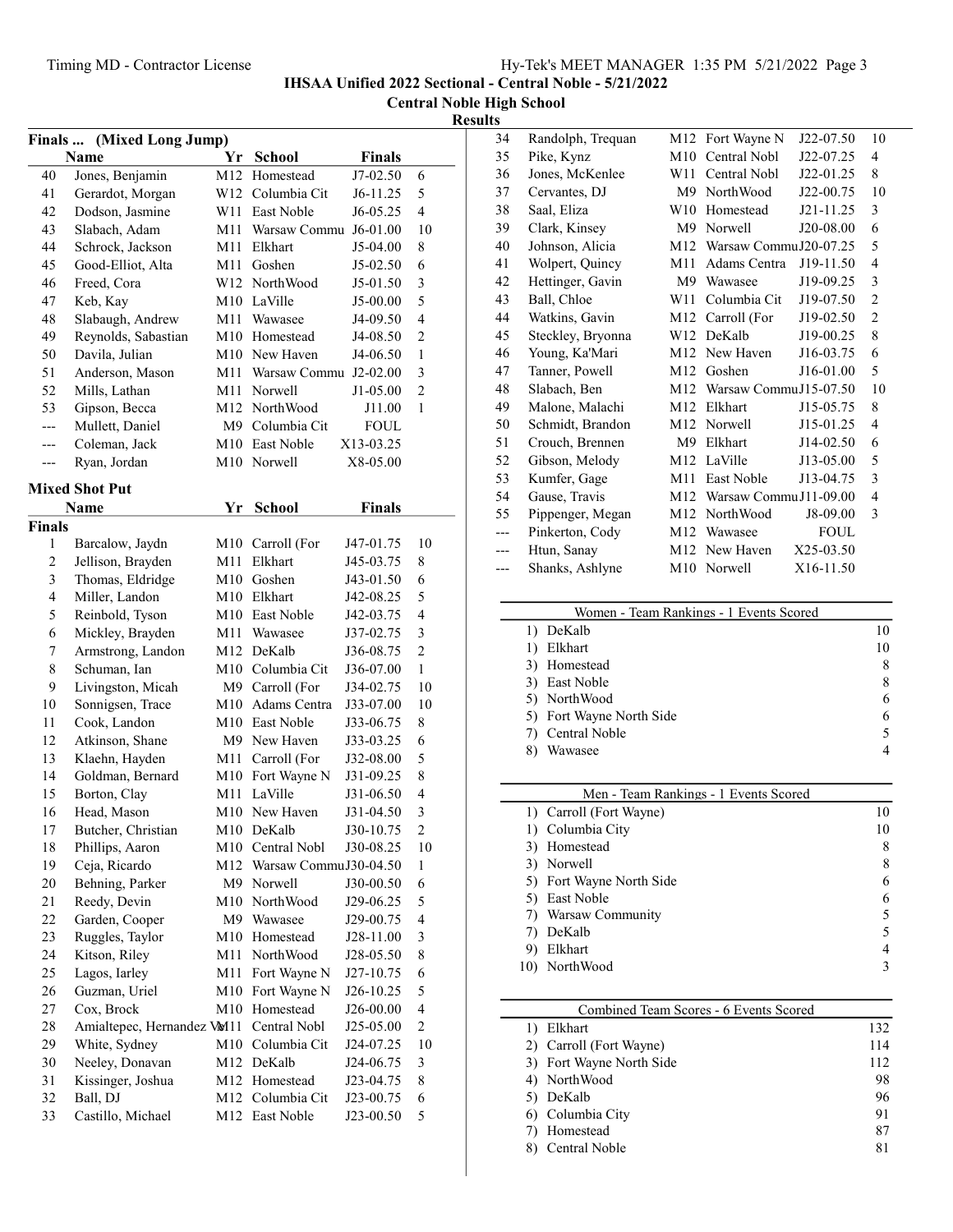IHSAA Unified 2022 Sectional - Central Noble - 5/21/2022

Central Noble High School

Results

### Finals ... (Mixed Long Jump)

| | Name | Yr | School | Finals | |
|---|---|---|---|---|---|
| 40 | Jones, Benjamin | M12 | Homestead | J7-02.50 | 6 |
| 41 | Gerardot, Morgan | W12 | Columbia Cit | J6-11.25 | 5 |
| 42 | Dodson, Jasmine | W11 | East Noble | J6-05.25 | 4 |
| 43 | Slabach, Adam | M11 | Warsaw Commu | J6-01.00 | 10 |
| 44 | Schrock, Jackson | M11 | Elkhart | J5-04.00 | 8 |
| 45 | Good-Elliot, Alta | M11 | Goshen | J5-02.50 | 6 |
| 46 | Freed, Cora | W12 | NorthWood | J5-01.50 | 3 |
| 47 | Keb, Kay | M10 | LaVille | J5-00.00 | 5 |
| 48 | Slabaugh, Andrew | M11 | Wawasee | J4-09.50 | 4 |
| 49 | Reynolds, Sabastian | M10 | Homestead | J4-08.50 | 2 |
| 50 | Davila, Julian | M10 | New Haven | J4-06.50 | 1 |
| 51 | Anderson, Mason | M11 | Warsaw Commu | J2-02.00 | 3 |
| 52 | Mills, Lathan | M11 | Norwell | J1-05.00 | 2 |
| 53 | Gipson, Becca | M12 | NorthWood | J11.00 | 1 |
| --- | Mullett, Daniel | M9 | Columbia Cit | FOUL | |
| --- | Coleman, Jack | M10 | East Noble | X13-03.25 | |
| --- | Ryan, Jordan | M10 | Norwell | X8-05.00 | |

### Mixed Shot Put

**Finals**

| | Name | Yr | School | Finals | |
|---|---|---|---|---|---|
| 1 | Barcalow, Jaydn | M10 | Carroll (For | J47-01.75 | 10 |
| 2 | Jellison, Brayden | M11 | Elkhart | J45-03.75 | 8 |
| 3 | Thomas, Eldridge | M10 | Goshen | J43-01.50 | 6 |
| 4 | Miller, Landon | M10 | Elkhart | J42-08.25 | 5 |
| 5 | Reinbold, Tyson | M10 | East Noble | J42-03.75 | 4 |
| 6 | Mickley, Brayden | M11 | Wawasee | J37-02.75 | 3 |
| 7 | Armstrong, Landon | M12 | DeKalb | J36-08.75 | 2 |
| 8 | Schuman, Ian | M10 | Columbia Cit | J36-07.00 | 1 |
| 9 | Livingston, Micah | M9 | Carroll (For | J34-02.75 | 10 |
| 10 | Sonnigsen, Trace | M10 | Adams Centra | J33-07.00 | 10 |
| 11 | Cook, Landon | M10 | East Noble | J33-06.75 | 8 |
| 12 | Atkinson, Shane | M9 | New Haven | J33-03.25 | 6 |
| 13 | Klaehn, Hayden | M11 | Carroll (For | J32-08.00 | 5 |
| 14 | Goldman, Bernard | M10 | Fort Wayne N | J31-09.25 | 8 |
| 15 | Borton, Clay | M11 | LaVille | J31-06.50 | 4 |
| 16 | Head, Mason | M10 | New Haven | J31-04.50 | 3 |
| 17 | Butcher, Christian | M10 | DeKalb | J30-10.75 | 2 |
| 18 | Phillips, Aaron | M10 | Central Nobl | J30-08.25 | 10 |
| 19 | Ceja, Ricardo | M12 | Warsaw Commu | J30-04.50 | 1 |
| 20 | Behning, Parker | M9 | Norwell | J30-00.50 | 6 |
| 21 | Reedy, Devin | M10 | NorthWood | J29-06.25 | 5 |
| 22 | Garden, Cooper | M9 | Wawasee | J29-00.75 | 4 |
| 23 | Ruggles, Taylor | M10 | Homestead | J28-11.00 | 3 |
| 24 | Kitson, Riley | M11 | NorthWood | J28-05.50 | 8 |
| 25 | Lagos, Iarley | M11 | Fort Wayne N | J27-10.75 | 6 |
| 26 | Guzman, Uriel | M10 | Fort Wayne N | J26-10.25 | 5 |
| 27 | Cox, Brock | M10 | Homestead | J26-00.00 | 4 |
| 28 | Amialtepec, Hernandez V | M11 | Central Nobl | J25-05.00 | 2 |
| 29 | White, Sydney | M10 | Columbia Cit | J24-07.25 | 10 |
| 30 | Neeley, Donavan | M12 | DeKalb | J24-06.75 | 3 |
| 31 | Kissinger, Joshua | M12 | Homestead | J23-04.75 | 8 |
| 32 | Ball, DJ | M12 | Columbia Cit | J23-00.75 | 6 |
| 33 | Castillo, Michael | M12 | East Noble | J23-00.50 | 5 |
| 34 | Randolph, Trequan | M12 | Fort Wayne N | J22-07.50 | 10 |
| 35 | Pike, Kynz | M10 | Central Nobl | J22-07.25 | 4 |
| 36 | Jones, McKenlee | W11 | Central Nobl | J22-01.25 | 8 |
| 37 | Cervantes, DJ | M9 | NorthWood | J22-00.75 | 10 |
| 38 | Saal, Eliza | W10 | Homestead | J21-11.25 | 3 |
| 39 | Clark, Kinsey | M9 | Norwell | J20-08.00 | 6 |
| 40 | Johnson, Alicia | M12 | Warsaw Commu | J20-07.25 | 5 |
| 41 | Wolpert, Quincy | M11 | Adams Centra | J19-11.50 | 4 |
| 42 | Hettinger, Gavin | M9 | Wawasee | J19-09.25 | 3 |
| 43 | Ball, Chloe | W11 | Columbia Cit | J19-07.50 | 2 |
| 44 | Watkins, Gavin | M12 | Carroll (For | J19-02.50 | 2 |
| 45 | Steckley, Bryonna | W12 | DeKalb | J19-00.25 | 8 |
| 46 | Young, Ka'Mari | M12 | New Haven | J16-03.75 | 6 |
| 47 | Tanner, Powell | M12 | Goshen | J16-01.00 | 5 |
| 48 | Slabach, Ben | M12 | Warsaw Commu | J15-07.50 | 10 |
| 49 | Malone, Malachi | M12 | Elkhart | J15-05.75 | 8 |
| 50 | Schmidt, Brandon | M12 | Norwell | J15-01.25 | 4 |
| 51 | Crouch, Brennen | M9 | Elkhart | J14-02.50 | 6 |
| 52 | Gibson, Melody | M12 | LaVille | J13-05.00 | 5 |
| 53 | Kumfer, Gage | M11 | East Noble | J13-04.75 | 3 |
| 54 | Gause, Travis | M12 | Warsaw Commu | J11-09.00 | 4 |
| 55 | Pippenger, Megan | M12 | NorthWood | J8-09.00 | 3 |
| --- | Pinkerton, Cody | M12 | Wawasee | FOUL | |
| --- | Htun, Sanay | M12 | New Haven | X25-03.50 | |
| --- | Shanks, Ashlyne | M10 | Norwell | X16-11.50 | |

| Women - Team Rankings - 1 Events Scored | |
|---|---|
| 1) DeKalb | 10 |
| 1) Elkhart | 10 |
| 3) Homestead | 8 |
| 3) East Noble | 8 |
| 5) NorthWood | 6 |
| 5) Fort Wayne North Side | 6 |
| 7) Central Noble | 5 |
| 8) Wawasee | 4 |

| Men - Team Rankings - 1 Events Scored | |
|---|---|
| 1) Carroll (Fort Wayne) | 10 |
| 1) Columbia City | 10 |
| 3) Homestead | 8 |
| 3) Norwell | 8 |
| 5) Fort Wayne North Side | 6 |
| 5) East Noble | 6 |
| 7) Warsaw Community | 5 |
| 7) DeKalb | 5 |
| 9) Elkhart | 4 |
| 10) NorthWood | 3 |

| Combined Team Scores - 6 Events Scored | |
|---|---|
| 1) Elkhart | 132 |
| 2) Carroll (Fort Wayne) | 114 |
| 3) Fort Wayne North Side | 112 |
| 4) NorthWood | 98 |
| 5) DeKalb | 96 |
| 6) Columbia City | 91 |
| 7) Homestead | 87 |
| 8) Central Noble | 81 |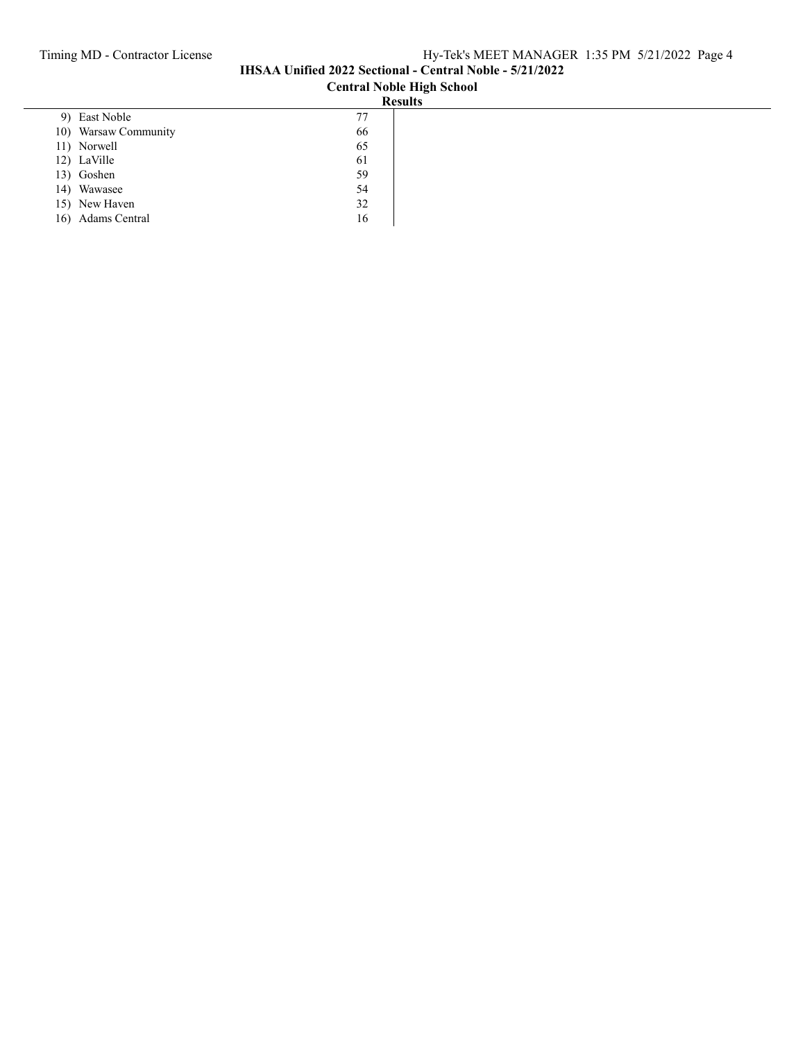| | | |
|---|---|---|
| 9) | East Noble | 77 |
| 10) | Warsaw Community | 66 |
| 11) | Norwell | 65 |
| 12) | LaVille | 61 |
| 13) | Goshen | 59 |
| 14) | Wawasee | 54 |
| 15) | New Haven | 32 |
| 16) | Adams Central | 16 |